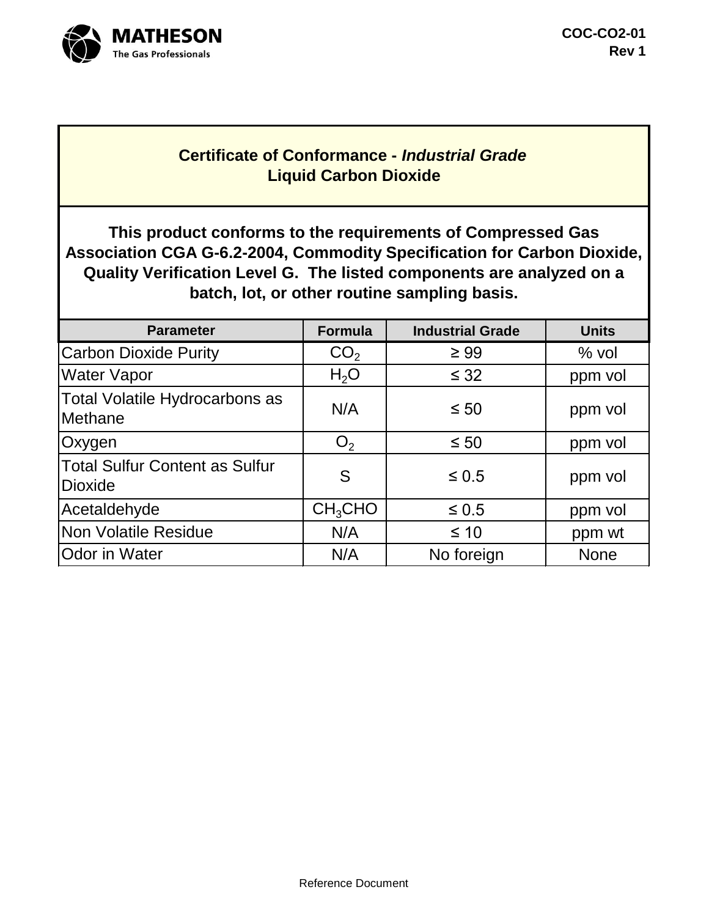COC-CO2-01
Rev 1

# Certificate of Conformance - *Industrial Grade*
## Liquid Carbon Dioxide

**This product conforms to the requirements of Compressed Gas Association CGA G-6.2-2004, Commodity Specification for Carbon Dioxide, Quality Verification Level G. The listed components are analyzed on a batch, lot, or other routine sampling basis.**

| Parameter | Formula | Industrial Grade | Units |
|---|---|---|---|
| Carbon Dioxide Purity | $CO_2$ | ≥ 99 | % vol |
| Water Vapor | $H_2O$ | ≤ 32 | ppm vol |
| Total Volatile Hydrocarbons as Methane | N/A | ≤ 50 | ppm vol |
| Oxygen | $O_2$ | ≤ 50 | ppm vol |
| Total Sulfur Content as Sulfur Dioxide | S | ≤ 0.5 | ppm vol |
| Acetaldehyde | $CH_3CHO$ | ≤ 0.5 | ppm vol |
| Non Volatile Residue | N/A | ≤ 10 | ppm wt |
| Odor in Water | N/A | No foreign | None |

Reference Document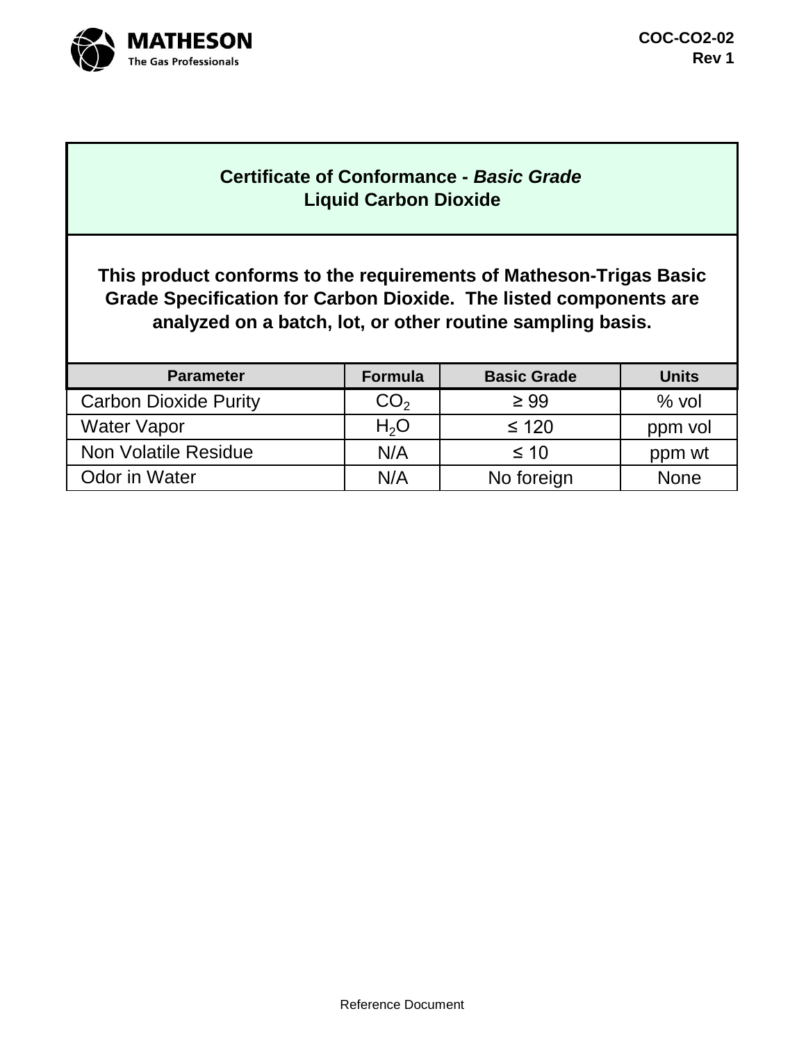MATHESON
The Gas Professionals

COC-CO2-02
Rev 1

## Certificate of Conformance - *Basic Grade*
## Liquid Carbon Dioxide

**This product conforms to the requirements of Matheson-Trigas Basic Grade Specification for Carbon Dioxide. The listed components are analyzed on a batch, lot, or other routine sampling basis.**

| Parameter | Formula | Basic Grade | Units |
|---|---|---|---|
| Carbon Dioxide Purity | $CO_2$ | ≥ 99 | % vol |
| Water Vapor | $H_2O$ | ≤ 120 | ppm vol |
| Non Volatile Residue | N/A | ≤ 10 | ppm wt |
| Odor in Water | N/A | No foreign | None |

Reference Document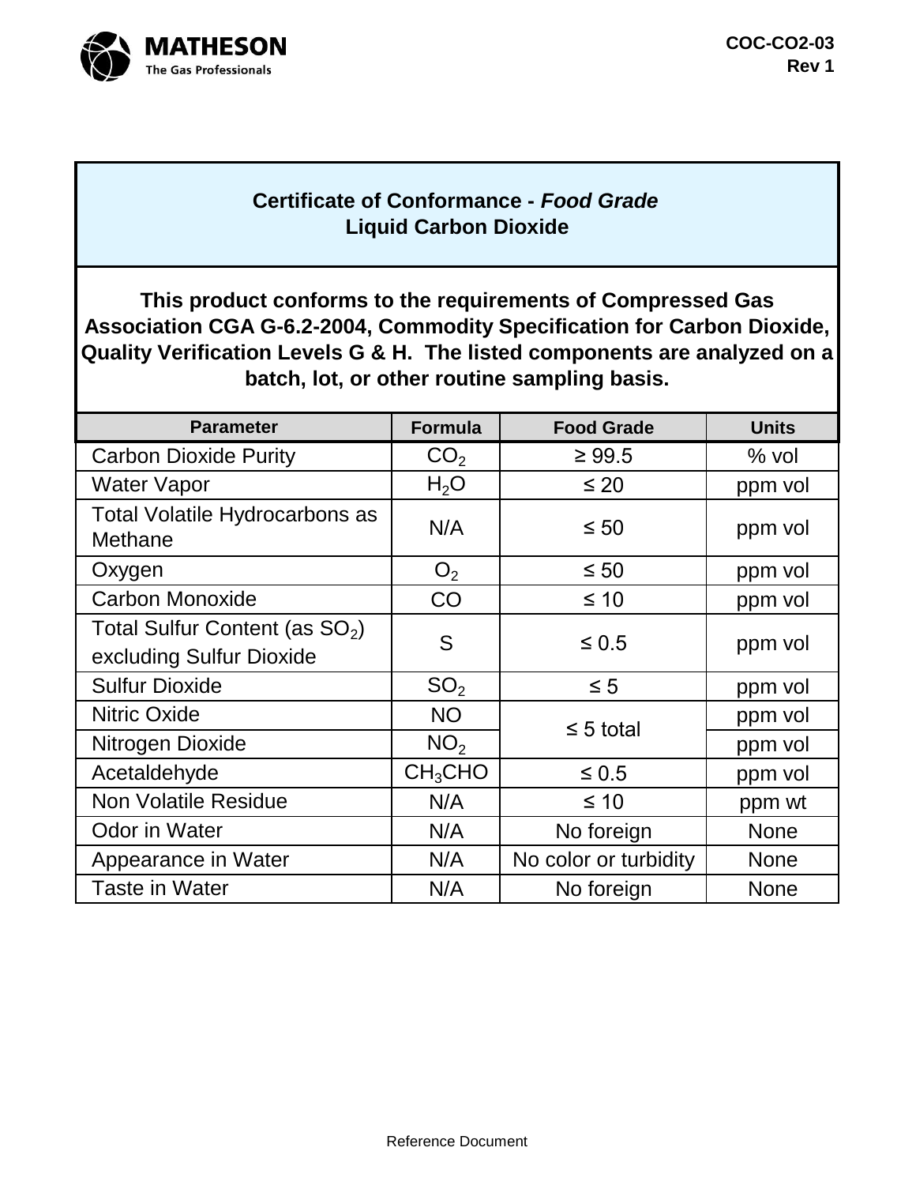MATHESON
The Gas Professionals

COC-CO2-03
Rev 1

## Certificate of Conformance - *Food Grade*
## Liquid Carbon Dioxide

**This product conforms to the requirements of Compressed Gas Association CGA G-6.2-2004, Commodity Specification for Carbon Dioxide, Quality Verification Levels G & H. The listed components are analyzed on a batch, lot, or other routine sampling basis.**

| Parameter | Formula | Food Grade | Units |
|---|---|---|---|
| Carbon Dioxide Purity | $CO_2$ | ≥ 99.5 | % vol |
| Water Vapor | $H_2O$ | ≤ 20 | ppm vol |
| Total Volatile Hydrocarbons as Methane | N/A | ≤ 50 | ppm vol |
| Oxygen | $O_2$ | ≤ 50 | ppm vol |
| Carbon Monoxide | CO | ≤ 10 | ppm vol |
| Total Sulfur Content (as $SO_2$) excluding Sulfur Dioxide | S | ≤ 0.5 | ppm vol |
| Sulfur Dioxide | $SO_2$ | ≤ 5 | ppm vol |
| Nitric Oxide | NO | ≤ 5 total | ppm vol |
| Nitrogen Dioxide | $NO_2$ | | ppm vol |
| Acetaldehyde | $CH_3CHO$ | ≤ 0.5 | ppm vol |
| Non Volatile Residue | N/A | ≤ 10 | ppm wt |
| Odor in Water | N/A | No foreign | None |
| Appearance in Water | N/A | No color or turbidity | None |
| Taste in Water | N/A | No foreign | None |

Reference Document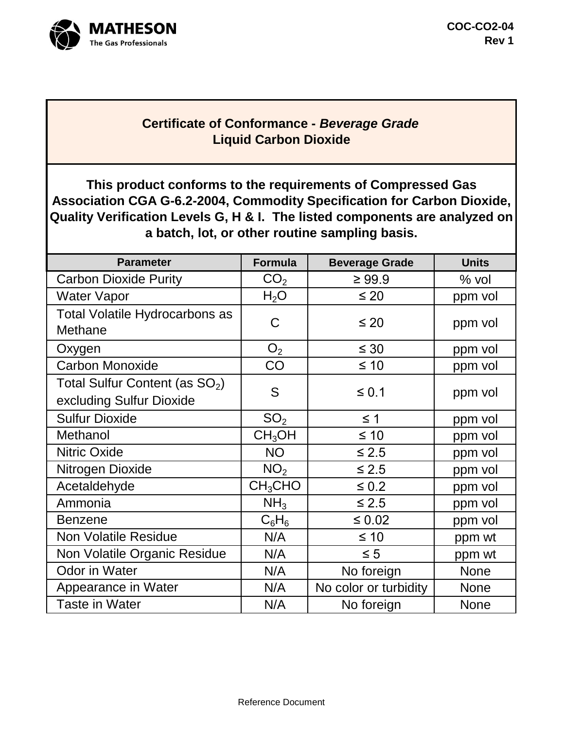MATHESON
The Gas Professionals

COC-CO2-04
Rev 1

## Certificate of Conformance - *Beverage Grade*
## Liquid Carbon Dioxide

**This product conforms to the requirements of Compressed Gas Association CGA G-6.2-2004, Commodity Specification for Carbon Dioxide, Quality Verification Levels G, H & I. The listed components are analyzed on a batch, lot, or other routine sampling basis.**

| Parameter | Formula | Beverage Grade | Units |
|---|---|---|---|
| Carbon Dioxide Purity | $CO_2$ | ≥ 99.9 | % vol |
| Water Vapor | $H_2O$ | ≤ 20 | ppm vol |
| Total Volatile Hydrocarbons as Methane | C | ≤ 20 | ppm vol |
| Oxygen | $O_2$ | ≤ 30 | ppm vol |
| Carbon Monoxide | CO | ≤ 10 | ppm vol |
| Total Sulfur Content (as $SO_2$) excluding Sulfur Dioxide | S | ≤ 0.1 | ppm vol |
| Sulfur Dioxide | $SO_2$ | ≤ 1 | ppm vol |
| Methanol | $CH_3OH$ | ≤ 10 | ppm vol |
| Nitric Oxide | NO | ≤ 2.5 | ppm vol |
| Nitrogen Dioxide | $NO_2$ | ≤ 2.5 | ppm vol |
| Acetaldehyde | $CH_3CHO$ | ≤ 0.2 | ppm vol |
| Ammonia | $NH_3$ | ≤ 2.5 | ppm vol |
| Benzene | $C_6H_6$ | ≤ 0.02 | ppm vol |
| Non Volatile Residue | N/A | ≤ 10 | ppm wt |
| Non Volatile Organic Residue | N/A | ≤ 5 | ppm wt |
| Odor in Water | N/A | No foreign | None |
| Appearance in Water | N/A | No color or turbidity | None |
| Taste in Water | N/A | No foreign | None |

Reference Document